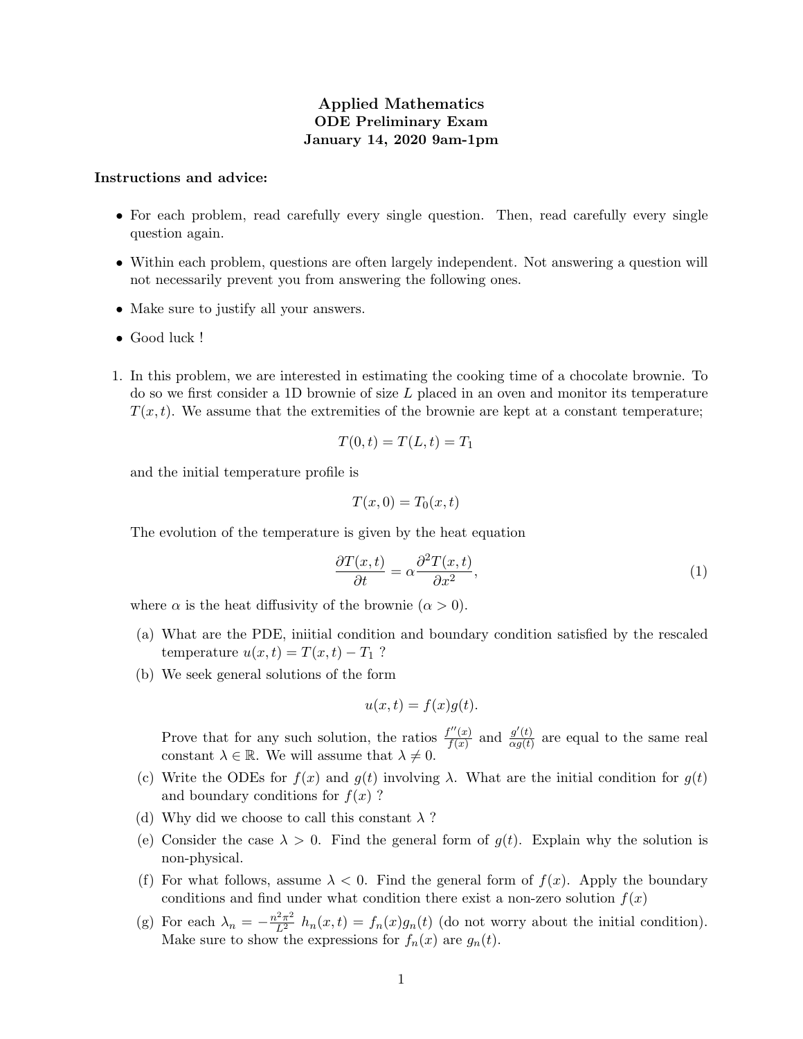# Applied Mathematics
## ODE Preliminary Exam
### January 14, 2020 9am-1pm

**Instructions and advice:**

- For each problem, read carefully every single question. Then, read carefully every single question again.
- Within each problem, questions are often largely independent. Not answering a question will not necessarily prevent you from answering the following ones.
- Make sure to justify all your answers.
- Good luck !

1. In this problem, we are interested in estimating the cooking time of a chocolate brownie. To do so we first consider a 1D brownie of size $L$ placed in an oven and monitor its temperature $T(x,t)$. We assume that the extremities of the brownie are kept at a constant temperature;

$$T(0,t) = T(L,t) = T_1$$

and the initial temperature profile is

$$T(x,0) = T_0(x,t)$$

The evolution of the temperature is given by the heat equation

$$\frac{\partial T(x,t)}{\partial t} = \alpha \frac{\partial^2 T(x,t)}{\partial x^2}, \tag{1}$$

where $\alpha$ is the heat diffusivity of the brownie ($\alpha > 0$).

   (a) What are the PDE, iniitial condition and boundary condition satisfied by the rescaled temperature $u(x,t) = T(x,t) - T_1$ ?

   (b) We seek general solutions of the form

$$u(x,t) = f(x)g(t).$$

   Prove that for any such solution, the ratios $\frac{f''(x)}{f(x)}$ and $\frac{g'(t)}{\alpha g(t)}$ are equal to the same real constant $\lambda \in \mathbb{R}$. We will assume that $\lambda \neq 0$.

   (c) Write the ODEs for $f(x)$ and $g(t)$ involving $\lambda$. What are the initial condition for $g(t)$ and boundary conditions for $f(x)$ ?

   (d) Why did we choose to call this constant $\lambda$ ?

   (e) Consider the case $\lambda > 0$. Find the general form of $g(t)$. Explain why the solution is non-physical.

   (f) For what follows, assume $\lambda < 0$. Find the general form of $f(x)$. Apply the boundary conditions and find under what condition there exist a non-zero solution $f(x)$

   (g) For each $\lambda_n = -\frac{n^2\pi^2}{L^2}$ $h_n(x,t) = f_n(x)g_n(t)$ (do not worry about the initial condition). Make sure to show the expressions for $f_n(x)$ are $g_n(t)$.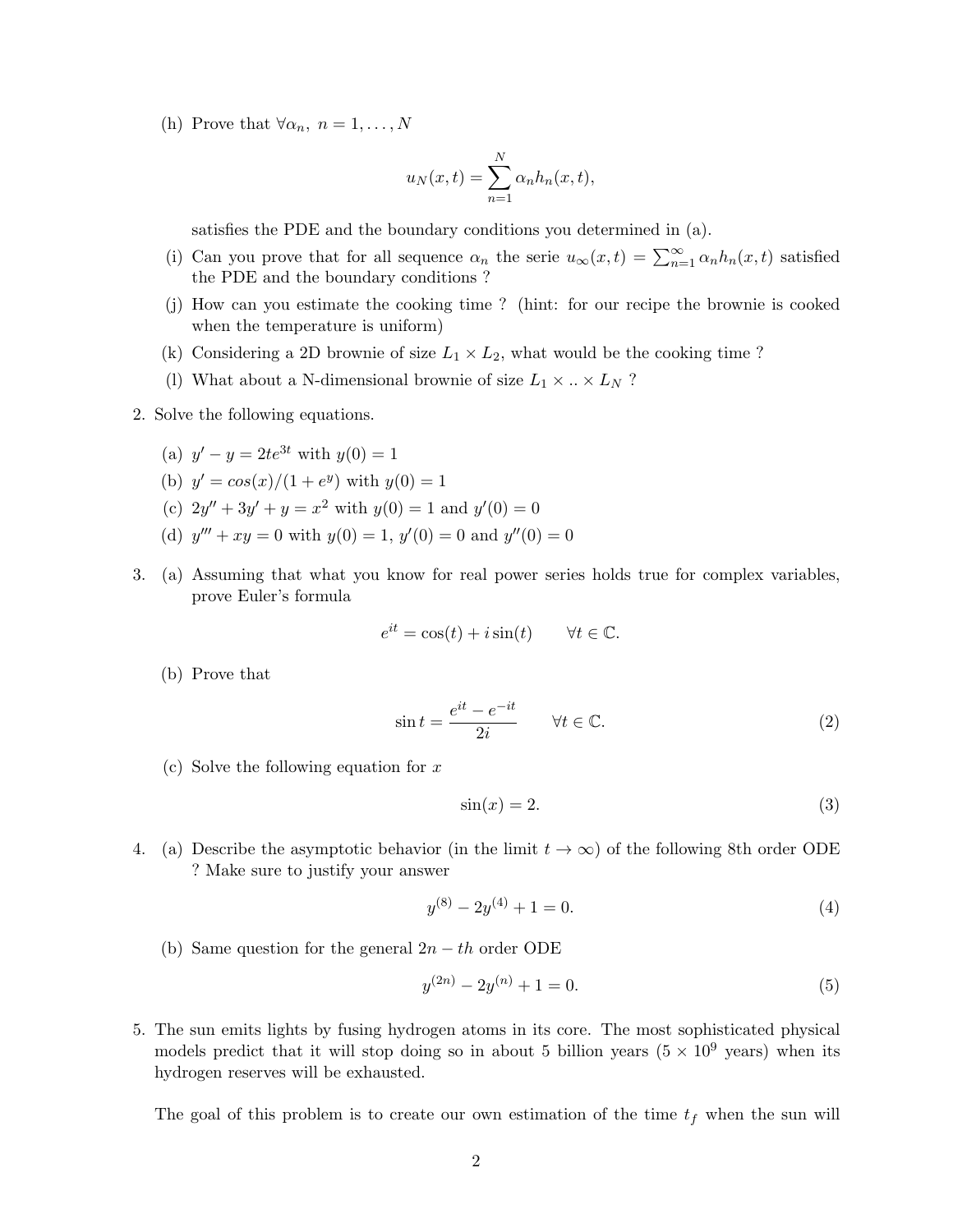(h) Prove that $\forall \alpha_n,\ n = 1, \ldots, N$

$$u_N(x,t) = \sum_{n=1}^{N} \alpha_n h_n(x,t),$$

satisfies the PDE and the boundary conditions you determined in (a).

(i) Can you prove that for all sequence $\alpha_n$ the serie $u_\infty(x,t) = \sum_{n=1}^{\infty} \alpha_n h_n(x,t)$ satisfied the PDE and the boundary conditions ?

(j) How can you estimate the cooking time ? (hint: for our recipe the brownie is cooked when the temperature is uniform)

(k) Considering a 2D brownie of size $L_1 \times L_2$, what would be the cooking time ?

(l) What about a N-dimensional brownie of size $L_1 \times .. \times L_N$ ?

2. Solve the following equations.

   (a) $y' - y = 2te^{3t}$ with $y(0) = 1$

   (b) $y' = cos(x)/(1 + e^y)$ with $y(0) = 1$

   (c) $2y'' + 3y' + y = x^2$ with $y(0) = 1$ and $y'(0) = 0$

   (d) $y''' + xy = 0$ with $y(0) = 1$, $y'(0) = 0$ and $y''(0) = 0$

3. (a) Assuming that what you know for real power series holds true for complex variables, prove Euler's formula

$$e^{it} = \cos(t) + i\sin(t) \qquad \forall t \in \mathbb{C}.$$

   (b) Prove that

$$\sin t = \frac{e^{it} - e^{-it}}{2i} \qquad \forall t \in \mathbb{C}. \tag{2}$$

   (c) Solve the following equation for $x$

$$\sin(x) = 2. \tag{3}$$

4. (a) Describe the asymptotic behavior (in the limit $t \to \infty$) of the following 8th order ODE ? Make sure to justify your answer

$$y^{(8)} - 2y^{(4)} + 1 = 0. \tag{4}$$

   (b) Same question for the general $2n - th$ order ODE

$$y^{(2n)} - 2y^{(n)} + 1 = 0. \tag{5}$$

5. The sun emits lights by fusing hydrogen atoms in its core. The most sophisticated physical models predict that it will stop doing so in about 5 billion years ($5 \times 10^9$ years) when its hydrogen reserves will be exhausted.

   The goal of this problem is to create our own estimation of the time $t_f$ when the sun will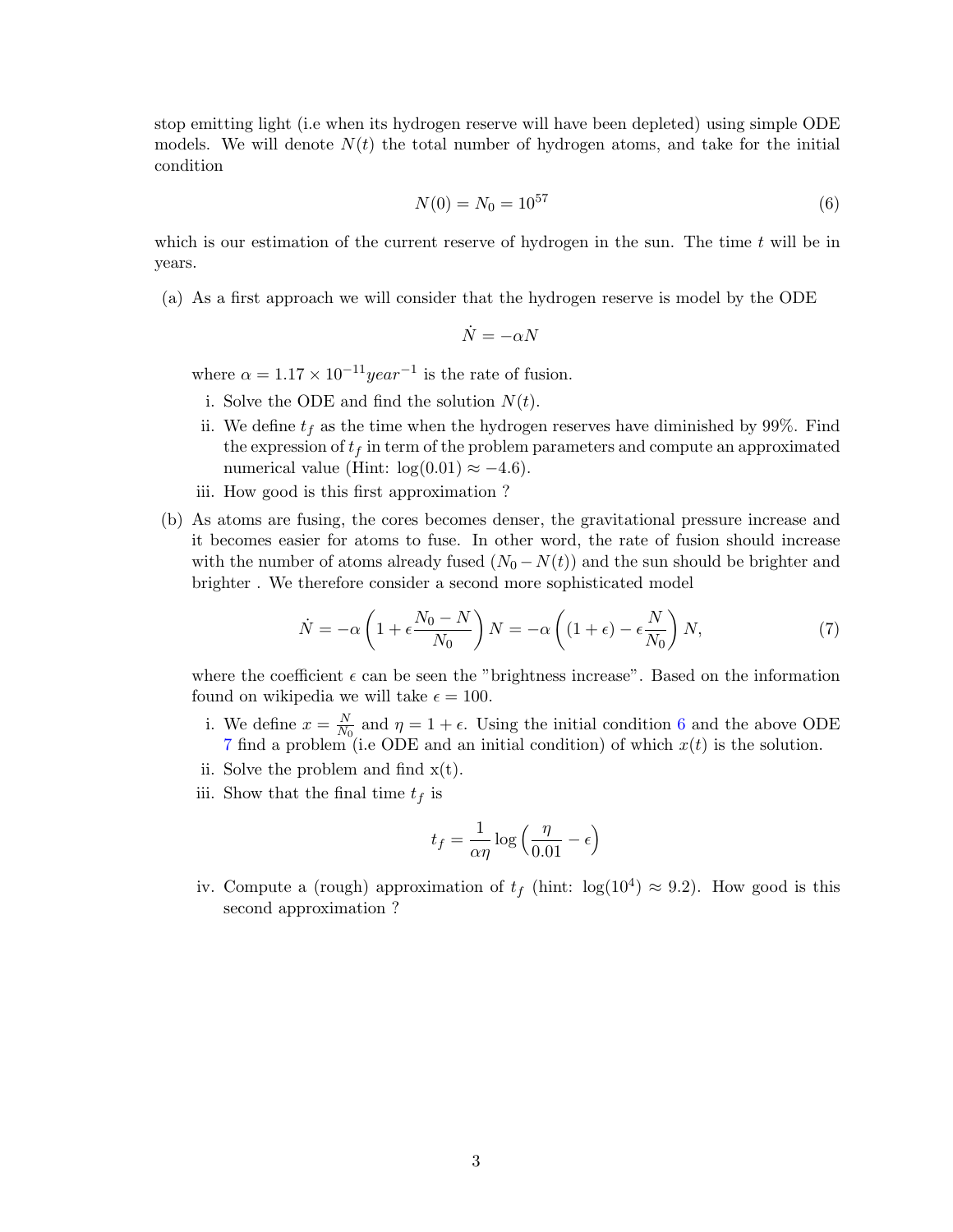stop emitting light (i.e when its hydrogen reserve will have been depleted) using simple ODE models. We will denote $N(t)$ the total number of hydrogen atoms, and take for the initial condition

$$N(0) = N_0 = 10^{57} \tag{6}$$

which is our estimation of the current reserve of hydrogen in the sun. The time $t$ will be in years.

(a) As a first approach we will consider that the hydrogen reserve is model by the ODE

$$\dot{N} = -\alpha N$$

where $\alpha = 1.17 \times 10^{-11} year^{-1}$ is the rate of fusion.

i. Solve the ODE and find the solution $N(t)$.

ii. We define $t_f$ as the time when the hydrogen reserves have diminished by 99%. Find the expression of $t_f$ in term of the problem parameters and compute an approximated numerical value (Hint: $\log(0.01) \approx -4.6$).

iii. How good is this first approximation ?

(b) As atoms are fusing, the cores becomes denser, the gravitational pressure increase and it becomes easier for atoms to fuse. In other word, the rate of fusion should increase with the number of atoms already fused ($N_0 - N(t)$) and the sun should be brighter and brighter . We therefore consider a second more sophisticated model

$$\dot{N} = -\alpha \left(1 + \epsilon \frac{N_0 - N}{N_0}\right) N = -\alpha \left((1 + \epsilon) - \epsilon \frac{N}{N_0}\right) N, \tag{7}$$

where the coefficient $\epsilon$ can be seen the "brightness increase". Based on the information found on wikipedia we will take $\epsilon = 100$.

i. We define $x = \frac{N}{N_0}$ and $\eta = 1 + \epsilon$. Using the initial condition 6 and the above ODE 7 find a problem (i.e ODE and an initial condition) of which $x(t)$ is the solution.

ii. Solve the problem and find x(t).

iii. Show that the final time $t_f$ is

$$t_f = \frac{1}{\alpha \eta} \log \left( \frac{\eta}{0.01} - \epsilon \right)$$

iv. Compute a (rough) approximation of $t_f$ (hint: $\log(10^4) \approx 9.2$). How good is this second approximation ?